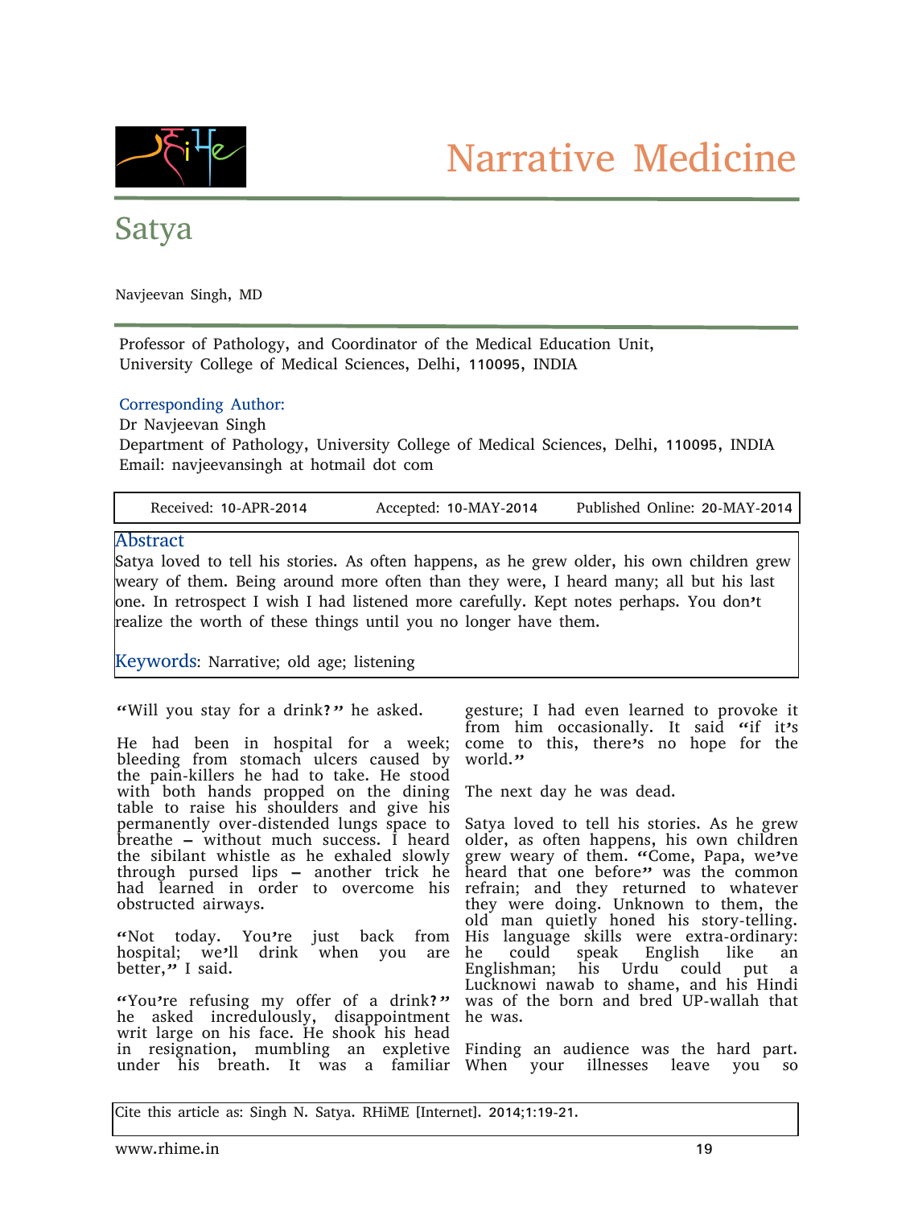# Narrative Medicine

## Satya

Navjeevan Singh, MD

Professor of Pathology, and Coordinator of the Medical Education Unit,
University College of Medical Sciences, Delhi, 110095, INDIA

Corresponding Author:
Dr Navjeevan Singh
Department of Pathology, University College of Medical Sciences, Delhi, 110095, INDIA
Email: navjeevansingh at hotmail dot com

Received: 10-APR-2014 Accepted: 10-MAY-2014 Published Online: 20-MAY-2014

### Abstract

Satya loved to tell his stories. As often happens, as he grew older, his own children grew weary of them. Being around more often than they were, I heard many; all but his last one. In retrospect I wish I had listened more carefully. Kept notes perhaps. You don't realize the worth of these things until you no longer have them.

**Keywords**: Narrative; old age; listening

"Will you stay for a drink?" he asked.

He had been in hospital for a week; bleeding from stomach ulcers caused by the pain-killers he had to take. He stood with both hands propped on the dining table to raise his shoulders and give his permanently over-distended lungs space to breathe – without much success. I heard the sibilant whistle as he exhaled slowly through pursed lips – another trick he had learned in order to overcome his obstructed airways.

"Not today. You're just back from hospital; we'll drink when you are better," I said.

"You're refusing my offer of a drink?" he asked incredulously, disappointment writ large on his face. He shook his head in resignation, mumbling an expletive under his breath. It was a familiar gesture; I had even learned to provoke it from him occasionally. It said "if it's come to this, there's no hope for the world."

The next day he was dead.

Satya loved to tell his stories. As he grew older, as often happens, his own children grew weary of them. "Come, Papa, we've heard that one before" was the common refrain; and they returned to whatever they were doing. Unknown to them, the old man quietly honed his story-telling. His language skills were extra-ordinary: he could speak English like an Englishman; his Urdu could put a Lucknowi nawab to shame, and his Hindi was of the born and bred UP-wallah that he was.

Finding an audience was the hard part. When your illnesses leave you so

Cite this article as: Singh N. Satya. RHiME [Internet]. 2014;1:19-21.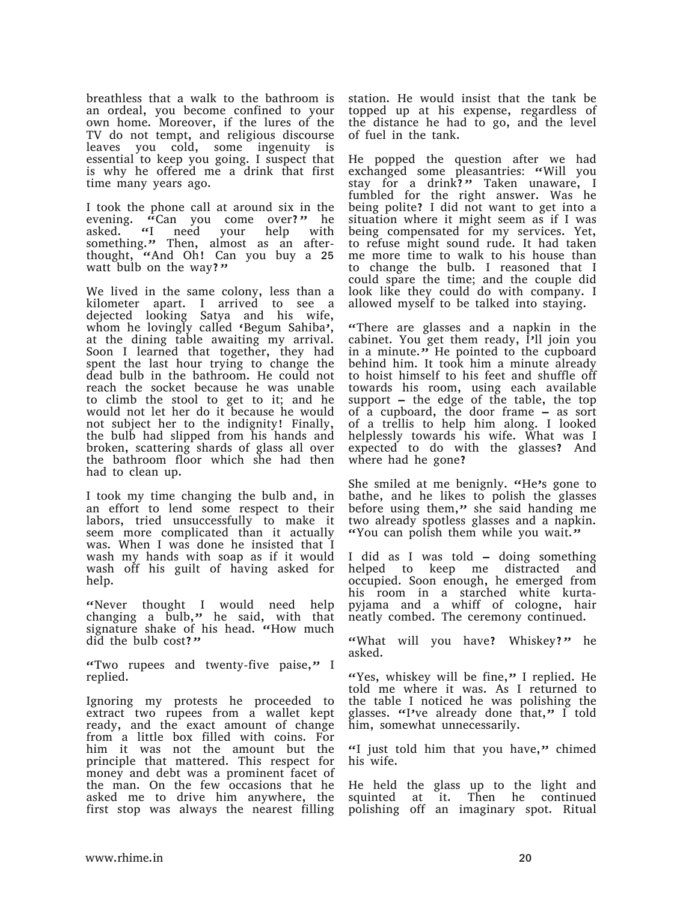breathless that a walk to the bathroom is an ordeal, you become confined to your own home. Moreover, if the lures of the TV do not tempt, and religious discourse leaves you cold, some ingenuity is essential to keep you going. I suspect that is why he offered me a drink that first time many years ago.

I took the phone call at around six in the evening. "Can you come over?" he asked. "I need your help with something." Then, almost as an after-thought, "And Oh! Can you buy a 25 watt bulb on the way?"

We lived in the same colony, less than a kilometer apart. I arrived to see a dejected looking Satya and his wife, whom he lovingly called 'Begum Sahiba', at the dining table awaiting my arrival. Soon I learned that together, they had spent the last hour trying to change the dead bulb in the bathroom. He could not reach the socket because he was unable to climb the stool to get to it; and he would not let her do it because he would not subject her to the indignity! Finally, the bulb had slipped from his hands and broken, scattering shards of glass all over the bathroom floor which she had then had to clean up.

I took my time changing the bulb and, in an effort to lend some respect to their labors, tried unsuccessfully to make it seem more complicated than it actually was. When I was done he insisted that I wash my hands with soap as if it would wash off his guilt of having asked for help.

"Never thought I would need help changing a bulb," he said, with that signature shake of his head. "How much did the bulb cost?"

"Two rupees and twenty-five paise," I replied.

Ignoring my protests he proceeded to extract two rupees from a wallet kept ready, and the exact amount of change from a little box filled with coins. For him it was not the amount but the principle that mattered. This respect for money and debt was a prominent facet of the man. On the few occasions that he asked me to drive him anywhere, the first stop was always the nearest filling station. He would insist that the tank be topped up at his expense, regardless of the distance he had to go, and the level of fuel in the tank.

He popped the question after we had exchanged some pleasantries: "Will you stay for a drink?" Taken unaware, I fumbled for the right answer. Was he being polite? I did not want to get into a situation where it might seem as if I was being compensated for my services. Yet, to refuse might sound rude. It had taken me more time to walk to his house than to change the bulb. I reasoned that I could spare the time; and the couple did look like they could do with company. I allowed myself to be talked into staying.

"There are glasses and a napkin in the cabinet. You get them ready, I'll join you in a minute." He pointed to the cupboard behind him. It took him a minute already to hoist himself to his feet and shuffle off towards his room, using each available support – the edge of the table, the top of a cupboard, the door frame – as sort of a trellis to help him along. I looked helplessly towards his wife. What was I expected to do with the glasses? And where had he gone?

She smiled at me benignly. "He's gone to bathe, and he likes to polish the glasses before using them," she said handing me two already spotless glasses and a napkin. "You can polish them while you wait."

I did as I was told – doing something helped to keep me distracted and occupied. Soon enough, he emerged from his room in a starched white kurta-pyjama and a whiff of cologne, hair neatly combed. The ceremony continued.

"What will you have? Whiskey?" he asked.

"Yes, whiskey will be fine," I replied. He told me where it was. As I returned to the table I noticed he was polishing the glasses. "I've already done that," I told him, somewhat unnecessarily.

"I just told him that you have," chimed his wife.

He held the glass up to the light and squinted at it. Then he continued polishing off an imaginary spot. Ritual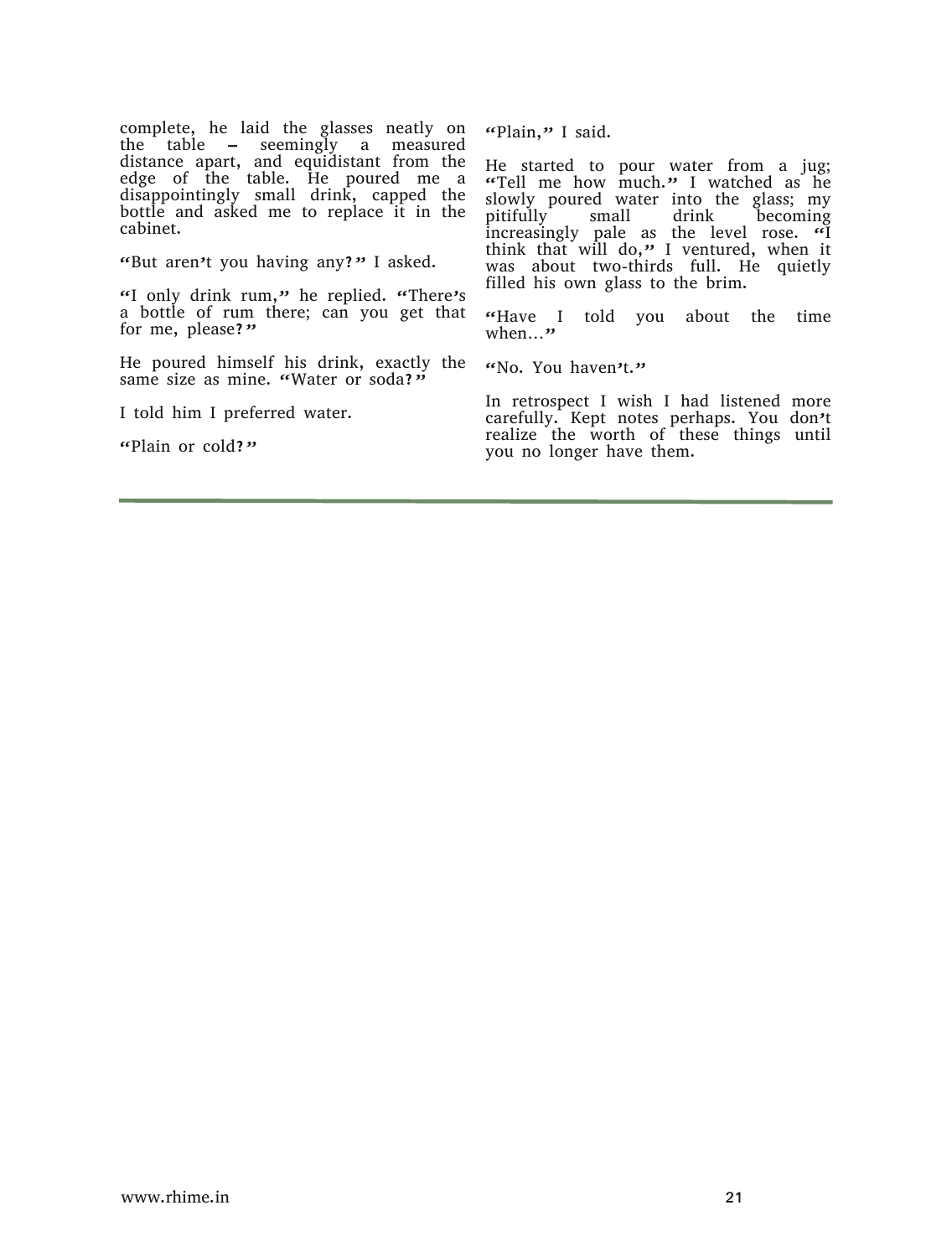complete, he laid the glasses neatly on the table – seemingly a measured distance apart, and equidistant from the edge of the table. He poured me a disappointingly small drink, capped the bottle and asked me to replace it in the cabinet.

"But aren't you having any?" I asked.

"I only drink rum," he replied. "There's a bottle of rum there; can you get that for me, please?"

He poured himself his drink, exactly the same size as mine. "Water or soda?"

I told him I preferred water.

"Plain or cold?"

"Plain," I said.

He started to pour water from a jug; "Tell me how much." I watched as he slowly poured water into the glass; my pitifully small drink becoming increasingly pale as the level rose. "I think that will do," I ventured, when it was about two-thirds full. He quietly filled his own glass to the brim.

"Have I told you about the time when…"

"No. You haven't."

In retrospect I wish I had listened more carefully. Kept notes perhaps. You don't realize the worth of these things until you no longer have them.